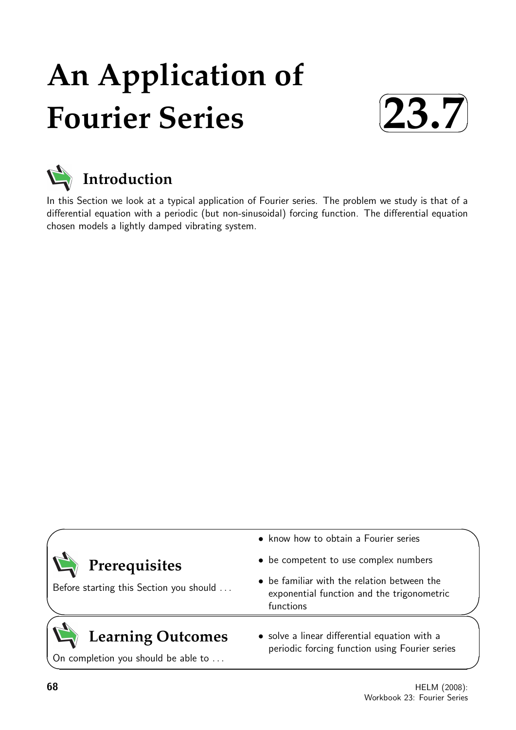# An Application of Fourier Series

# 23.7

## Introduction

In this Section we look at a typical application of Fourier series. The problem we study is that of a differential equation with a periodic (but non-sinusoidal) forcing function. The differential equation chosen models a lightly damped vibrating system.

## Prerequisites

Before starting this Section you should ...

- know how to obtain a Fourier series
- be competent to use complex numbers
- be familiar with the relation between the exponential function and the trigonometric functions

## Learning Outcomes

On completion you should be able to ...

- solve a linear differential equation with a periodic forcing function using Fourier series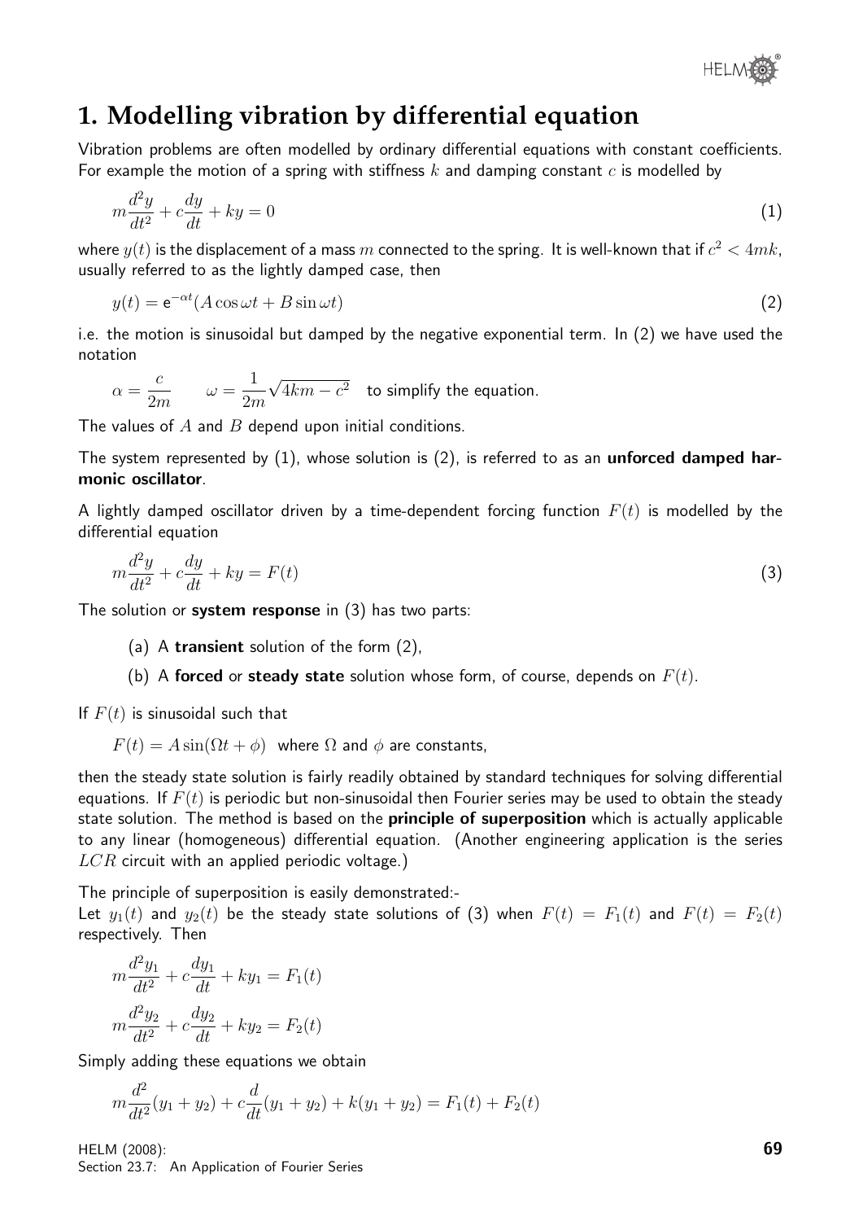# 1. Modelling vibration by differential equation

Vibration problems are often modelled by ordinary differential equations with constant coefficients. For example the motion of a spring with stiffness $k$ and damping constant $c$ is modelled by

$$m\frac{d^2y}{dt^2} + c\frac{dy}{dt} + ky = 0 \qquad (1)$$

where $y(t)$ is the displacement of a mass $m$ connected to the spring. It is well-known that if $c^2 < 4mk$, usually referred to as the lightly damped case, then

$$y(t) = \mathrm{e}^{-\alpha t}(A\cos\omega t + B\sin\omega t) \qquad (2)$$

i.e. the motion is sinusoidal but damped by the negative exponential term. In (2) we have used the notation

$$\alpha = \frac{c}{2m} \qquad \omega = \frac{1}{2m}\sqrt{4km - c^2} \quad \text{to simplify the equation.}$$

The values of $A$ and $B$ depend upon initial conditions.

The system represented by (1), whose solution is (2), is referred to as an **unforced damped harmonic oscillator**.

A lightly damped oscillator driven by a time-dependent forcing function $F(t)$ is modelled by the differential equation

$$m\frac{d^2y}{dt^2} + c\frac{dy}{dt} + ky = F(t) \qquad (3)$$

The solution or **system response** in (3) has two parts:

(a) A **transient** solution of the form (2),

(b) A **forced** or **steady state** solution whose form, of course, depends on $F(t)$.

If $F(t)$ is sinusoidal such that

$F(t) = A\sin(\Omega t + \phi)$ where $\Omega$ and $\phi$ are constants,

then the steady state solution is fairly readily obtained by standard techniques for solving differential equations. If $F(t)$ is periodic but non-sinusoidal then Fourier series may be used to obtain the steady state solution. The method is based on the **principle of superposition** which is actually applicable to any linear (homogeneous) differential equation. (Another engineering application is the series $LCR$ circuit with an applied periodic voltage.)

The principle of superposition is easily demonstrated:-
Let $y_1(t)$ and $y_2(t)$ be the steady state solutions of (3) when $F(t) = F_1(t)$ and $F(t) = F_2(t)$ respectively. Then

$$m\frac{d^2y_1}{dt^2} + c\frac{dy_1}{dt} + ky_1 = F_1(t)$$

$$m\frac{d^2y_2}{dt^2} + c\frac{dy_2}{dt} + ky_2 = F_2(t)$$

Simply adding these equations we obtain

$$m\frac{d^2}{dt^2}(y_1 + y_2) + c\frac{d}{dt}(y_1 + y_2) + k(y_1 + y_2) = F_1(t) + F_2(t)$$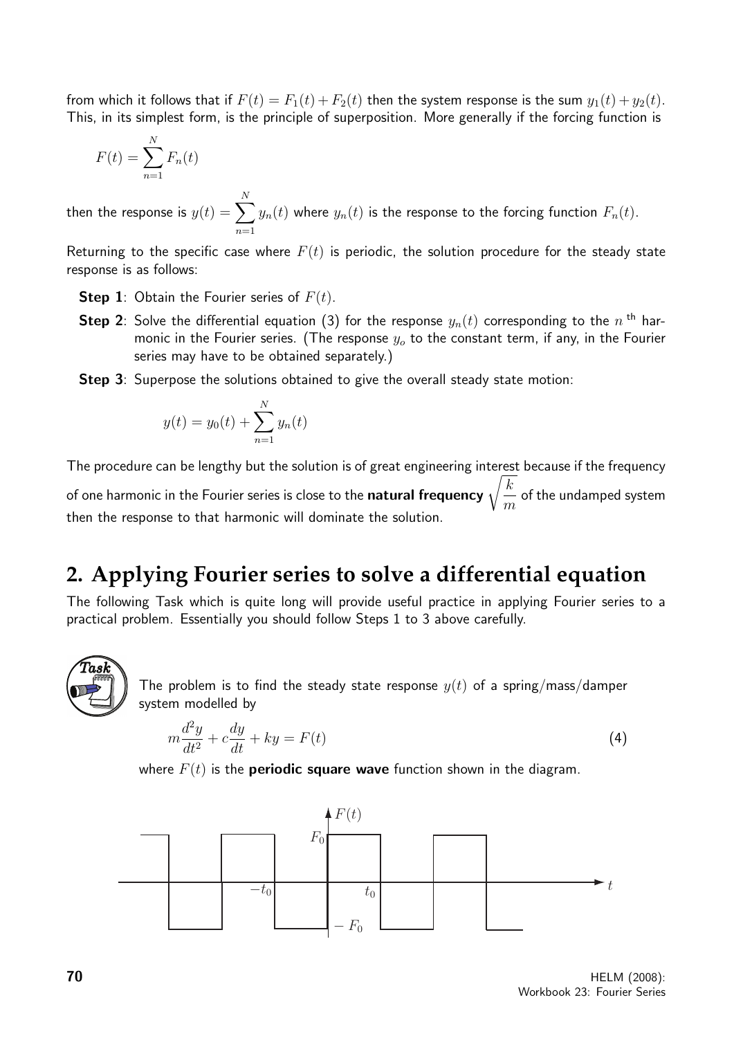from which it follows that if $F(t) = F_1(t) + F_2(t)$ then the system response is the sum $y_1(t) + y_2(t)$. This, in its simplest form, is the principle of superposition. More generally if the forcing function is

$$F(t) = \sum_{n=1}^{N} F_n(t)$$

then the response is $y(t) = \sum_{n=1}^{N} y_n(t)$ where $y_n(t)$ is the response to the forcing function $F_n(t)$.

Returning to the specific case where $F(t)$ is periodic, the solution procedure for the steady state response is as follows:

- **Step 1**: Obtain the Fourier series of $F(t)$.
- **Step 2**: Solve the differential equation (3) for the response $y_n(t)$ corresponding to the $n$ th harmonic in the Fourier series. (The response $y_o$ to the constant term, if any, in the Fourier series may have to be obtained separately.)
- **Step 3**: Superpose the solutions obtained to give the overall steady state motion:

$$y(t) = y_0(t) + \sum_{n=1}^{N} y_n(t)$$

The procedure can be lengthy but the solution is of great engineering interest because if the frequency of one harmonic in the Fourier series is close to the **natural frequency** $\sqrt{\dfrac{k}{m}}$ of the undamped system then the response to that harmonic will dominate the solution.

## 2. Applying Fourier series to solve a differential equation

The following Task which is quite long will provide useful practice in applying Fourier series to a practical problem. Essentially you should follow Steps 1 to 3 above carefully.

**Task**

The problem is to find the steady state response $y(t)$ of a spring/mass/damper system modelled by

$$m\frac{d^2y}{dt^2} + c\frac{dy}{dt} + ky = F(t) \qquad (4)$$

where $F(t)$ is the **periodic square wave** function shown in the diagram.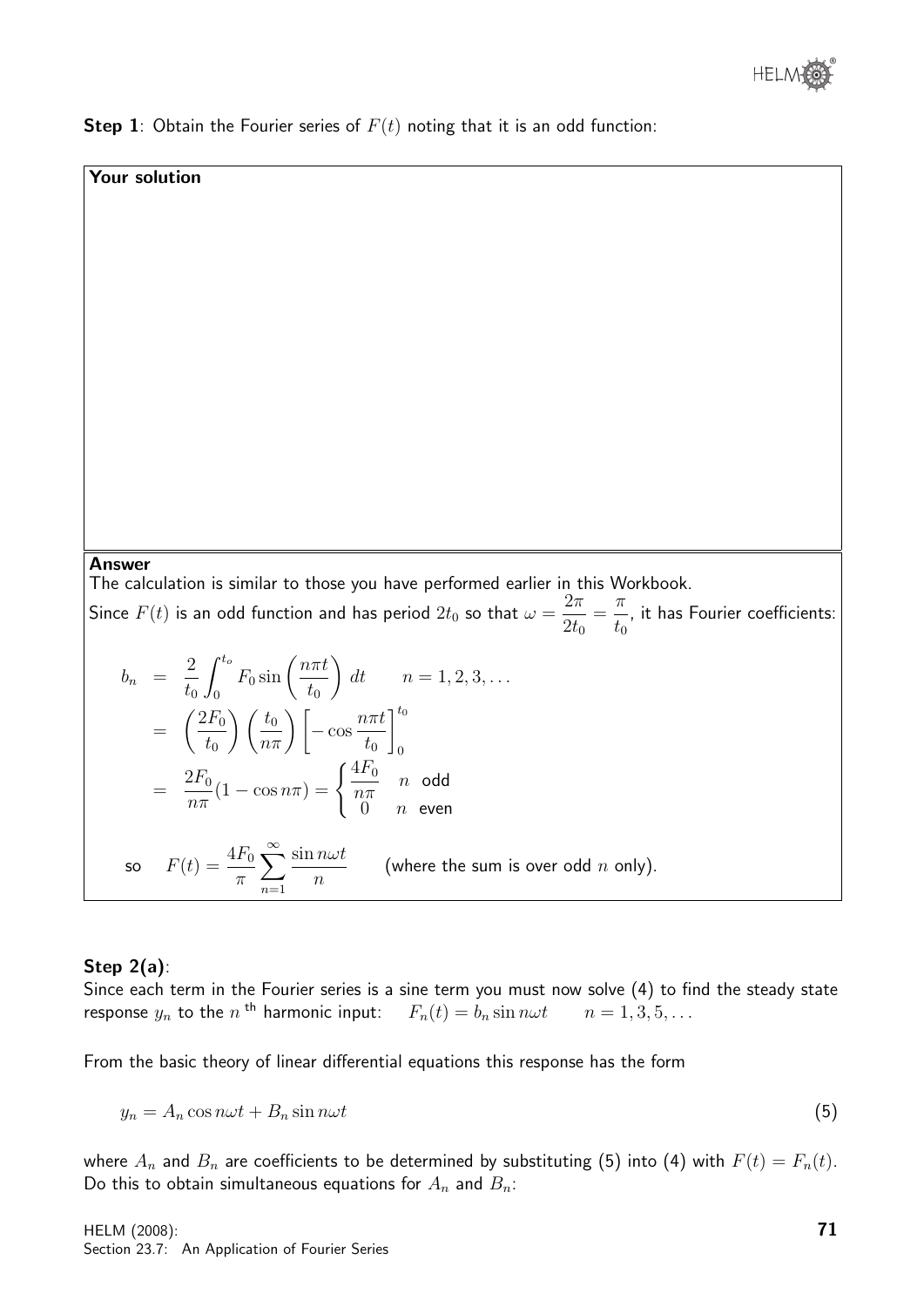**Step 1**: Obtain the Fourier series of $F(t)$ noting that it is an odd function:

**Your solution**

**Answer**

The calculation is similar to those you have performed earlier in this Workbook.

Since $F(t)$ is an odd function and has period $2t_0$ so that $\omega = \dfrac{2\pi}{2t_0} = \dfrac{\pi}{t_0}$, it has Fourier coefficients:

$$
\begin{aligned}
b_n &= \frac{2}{t_0}\int_0^{t_o} F_0 \sin\left(\frac{n\pi t}{t_0}\right)\,dt \qquad n = 1, 2, 3, \ldots \\
&= \left(\frac{2F_0}{t_0}\right)\left(\frac{t_0}{n\pi}\right)\left[-\cos\frac{n\pi t}{t_0}\right]_0^{t_0} \\
&= \frac{2F_0}{n\pi}(1 - \cos n\pi) = \begin{cases} \dfrac{4F_0}{n\pi} & n \text{ odd} \\ 0 & n \text{ even} \end{cases}
\end{aligned}
$$

so $\quad F(t) = \dfrac{4F_0}{\pi}\displaystyle\sum_{n=1}^{\infty} \frac{\sin n\omega t}{n} \qquad$ (where the sum is over odd $n$ only).

**Step 2(a)**:

Since each term in the Fourier series is a sine term you must now solve (4) to find the steady state response $y_n$ to the $n$ th harmonic input: $\quad F_n(t) = b_n \sin n\omega t \qquad n = 1, 3, 5, \ldots$

From the basic theory of linear differential equations this response has the form

$$
y_n = A_n \cos n\omega t + B_n \sin n\omega t \tag{5}
$$

where $A_n$ and $B_n$ are coefficients to be determined by substituting (5) into (4) with $F(t) = F_n(t)$. Do this to obtain simultaneous equations for $A_n$ and $B_n$: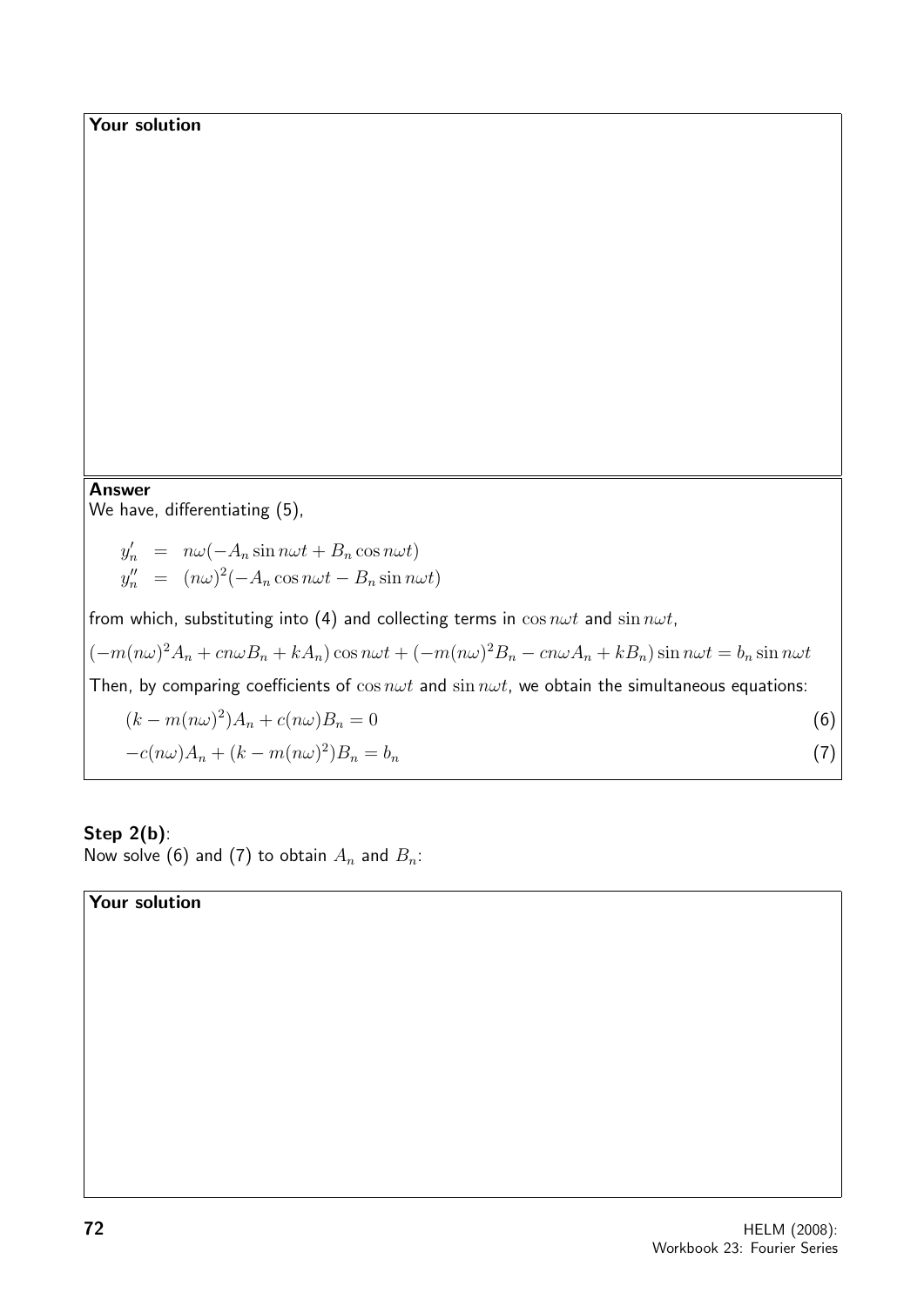**Your solution**

**Answer**

We have, differentiating (5),

$$
\begin{aligned}
y_n' &= n\omega(-A_n \sin n\omega t + B_n \cos n\omega t) \\
y_n'' &= (n\omega)^2(-A_n \cos n\omega t - B_n \sin n\omega t)
\end{aligned}
$$

from which, substituting into (4) and collecting terms in $\cos n\omega t$ and $\sin n\omega t$,

$$(-m(n\omega)^2 A_n + cn\omega B_n + kA_n)\cos n\omega t + (-m(n\omega)^2 B_n - cn\omega A_n + kB_n)\sin n\omega t = b_n \sin n\omega t$$

Then, by comparing coefficients of $\cos n\omega t$ and $\sin n\omega t$, we obtain the simultaneous equations:

$$(k - m(n\omega)^2)A_n + c(n\omega)B_n = 0 \qquad (6)$$

$$-c(n\omega)A_n + (k - m(n\omega)^2)B_n = b_n \qquad (7)$$

**Step 2(b)**:
Now solve (6) and (7) to obtain $A_n$ and $B_n$:

**Your solution**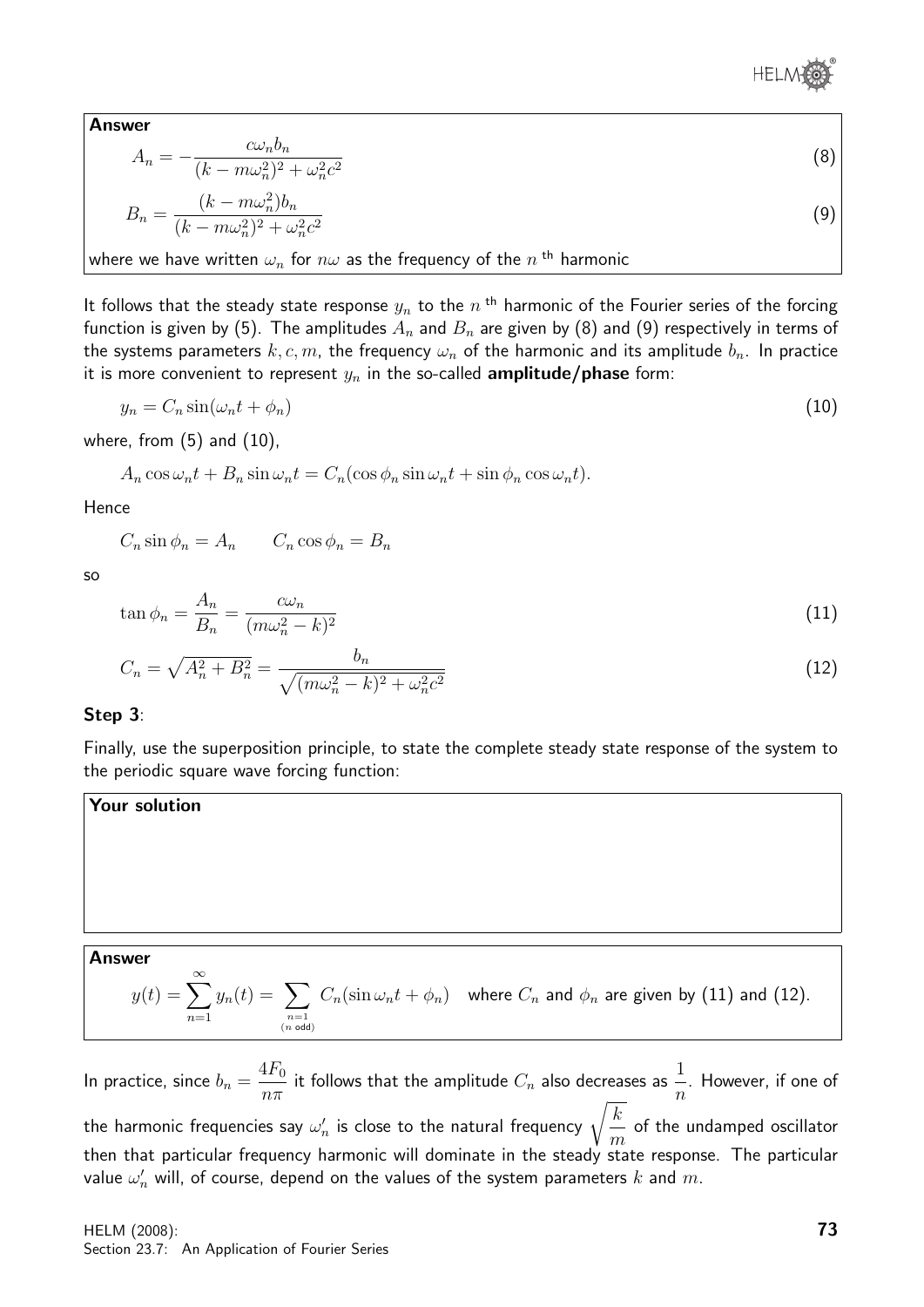**Answer**

$$A_n = -\frac{c\omega_n b_n}{(k - m\omega_n^2)^2 + \omega_n^2 c^2} \tag{8}$$

$$B_n = \frac{(k - m\omega_n^2) b_n}{(k - m\omega_n^2)^2 + \omega_n^2 c^2} \tag{9}$$

where we have written $\omega_n$ for $n\omega$ as the frequency of the $n^{\text{th}}$ harmonic

It follows that the steady state response $y_n$ to the $n^{\text{th}}$ harmonic of the Fourier series of the forcing function is given by (5). The amplitudes $A_n$ and $B_n$ are given by (8) and (9) respectively in terms of the systems parameters $k, c, m$, the frequency $\omega_n$ of the harmonic and its amplitude $b_n$. In practice it is more convenient to represent $y_n$ in the so-called **amplitude/phase** form:

$$y_n = C_n \sin(\omega_n t + \phi_n) \tag{10}$$

where, from (5) and (10),

$$A_n \cos \omega_n t + B_n \sin \omega_n t = C_n(\cos \phi_n \sin \omega_n t + \sin \phi_n \cos \omega_n t).$$

Hence

$$C_n \sin \phi_n = A_n \qquad C_n \cos \phi_n = B_n$$

so

$$\tan \phi_n = \frac{A_n}{B_n} = \frac{c\omega_n}{(m\omega_n^2 - k)^2} \tag{11}$$

$$C_n = \sqrt{A_n^2 + B_n^2} = \frac{b_n}{\sqrt{(m\omega_n^2 - k)^2 + \omega_n^2 c^2}} \tag{12}$$

### Step 3:

Finally, use the superposition principle, to state the complete steady state response of the system to the periodic square wave forcing function:

**Your solution**

**Answer**

$$y(t) = \sum_{n=1}^{\infty} y_n(t) = \sum_{\substack{n=1 \\ (n \text{ odd})}} C_n(\sin \omega_n t + \phi_n) \quad \text{where } C_n \text{ and } \phi_n \text{ are given by (11) and (12).}$$

In practice, since $b_n = \dfrac{4F_0}{n\pi}$ it follows that the amplitude $C_n$ also decreases as $\dfrac{1}{n}$. However, if one of the harmonic frequencies say $\omega_n'$ is close to the natural frequency $\sqrt{\dfrac{k}{m}}$ of the undamped oscillator then that particular frequency harmonic will dominate in the steady state response. The particular value $\omega_n'$ will, of course, depend on the values of the system parameters $k$ and $m$.